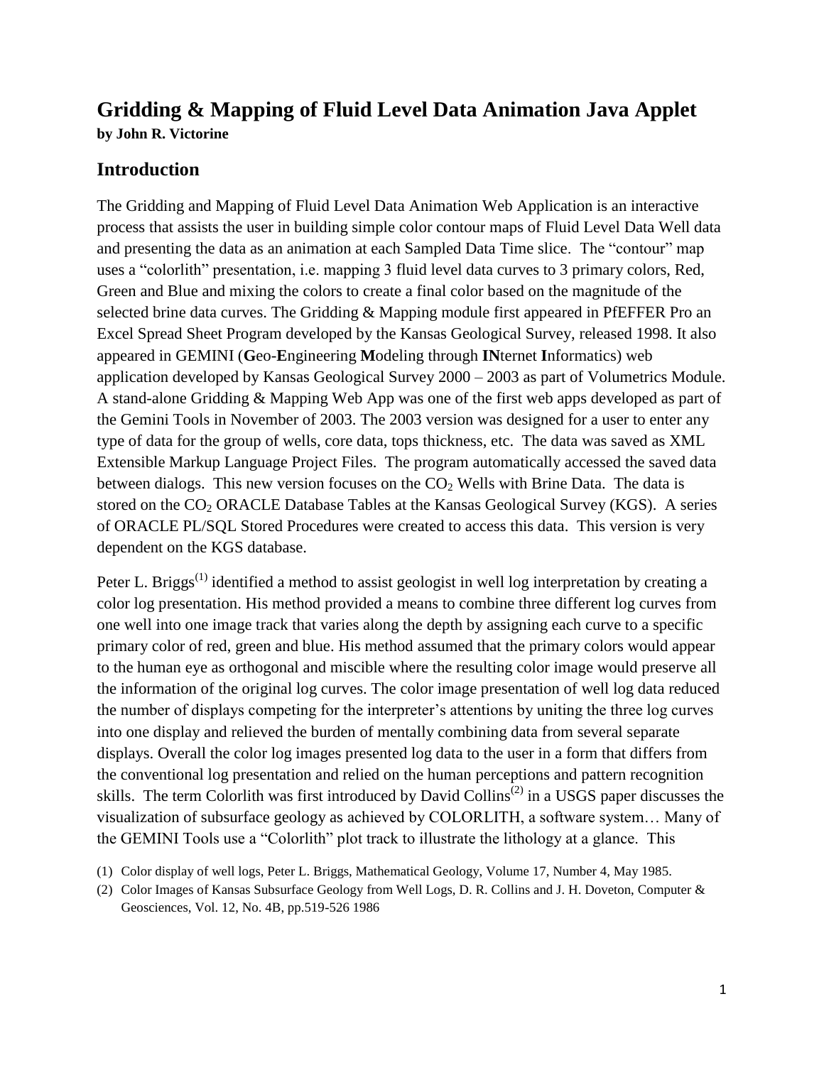# Gridding & Mapping of Fluid Level Data Animation Java Applet

**by John R. Victorine**

## Introduction

The Gridding and Mapping of Fluid Level Data Animation Web Application is an interactive process that assists the user in building simple color contour maps of Fluid Level Data Well data and presenting the data as an animation at each Sampled Data Time slice. The "contour" map uses a "colorlith" presentation, i.e. mapping 3 fluid level data curves to 3 primary colors, Red, Green and Blue and mixing the colors to create a final color based on the magnitude of the selected brine data curves. The Gridding & Mapping module first appeared in PfEFFER Pro an Excel Spread Sheet Program developed by the Kansas Geological Survey, released 1998. It also appeared in GEMINI (**G**eo-**E**ngineering **M**odeling through **IN**ternet **I**nformatics) web application developed by Kansas Geological Survey 2000 – 2003 as part of Volumetrics Module. A stand-alone Gridding & Mapping Web App was one of the first web apps developed as part of the Gemini Tools in November of 2003. The 2003 version was designed for a user to enter any type of data for the group of wells, core data, tops thickness, etc. The data was saved as XML Extensible Markup Language Project Files. The program automatically accessed the saved data between dialogs. This new version focuses on the $CO_2$ Wells with Brine Data. The data is stored on the $CO_2$ ORACLE Database Tables at the Kansas Geological Survey (KGS). A series of ORACLE PL/SQL Stored Procedures were created to access this data. This version is very dependent on the KGS database.

Peter L. Briggs[1] identified a method to assist geologist in well log interpretation by creating a color log presentation. His method provided a means to combine three different log curves from one well into one image track that varies along the depth by assigning each curve to a specific primary color of red, green and blue. His method assumed that the primary colors would appear to the human eye as orthogonal and miscible where the resulting color image would preserve all the information of the original log curves. The color image presentation of well log data reduced the number of displays competing for the interpreter's attentions by uniting the three log curves into one display and relieved the burden of mentally combining data from several separate displays. Overall the color log images presented log data to the user in a form that differs from the conventional log presentation and relied on the human perceptions and pattern recognition skills. The term Colorlith was first introduced by David Collins[2] in a USGS paper discusses the visualization of subsurface geology as achieved by COLORLITH, a software system… Many of the GEMINI Tools use a "Colorlith" plot track to illustrate the lithology at a glance. This

(1) Color display of well logs, Peter L. Briggs, Mathematical Geology, Volume 17, Number 4, May 1985.

(2) Color Images of Kansas Subsurface Geology from Well Logs, D. R. Collins and J. H. Doveton, Computer & Geosciences, Vol. 12, No. 4B, pp.519-526 1986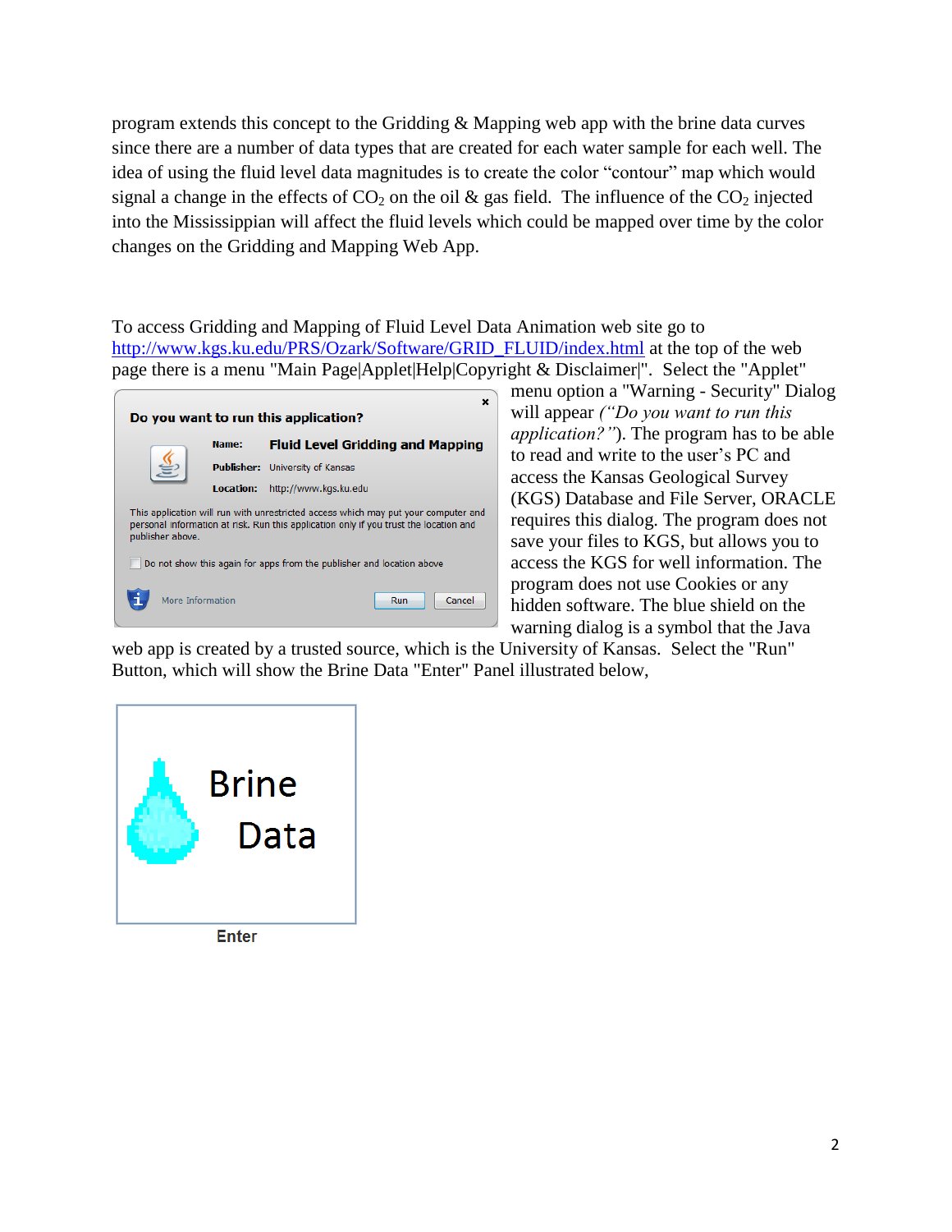program extends this concept to the Gridding & Mapping web app with the brine data curves since there are a number of data types that are created for each water sample for each well. The idea of using the fluid level data magnitudes is to create the color “contour” map which would signal a change in the effects of $CO_2$ on the oil & gas field. The influence of the $CO_2$ injected into the Mississippian will affect the fluid levels which could be mapped over time by the color changes on the Gridding and Mapping Web App.

To access Gridding and Mapping of Fluid Level Data Animation web site go to http://www.kgs.ku.edu/PRS/Ozark/Software/GRID_FLUID/index.html at the top of the web page there is a menu "Main Page|Applet|Help|Copyright & Disclaimer|". Select the "Applet" menu option a "Warning - Security" Dialog will appear *(“Do you want to run this application?”)*. The program has to be able to read and write to the user’s PC and access the Kansas Geological Survey (KGS) Database and File Server, ORACLE requires this dialog. The program does not save your files to KGS, but allows you to access the KGS for well information. The program does not use Cookies or any hidden software. The blue shield on the warning dialog is a symbol that the Java web app is created by a trusted source, which is the University of Kansas. Select the "Run" Button, which will show the Brine Data "Enter" Panel illustrated below,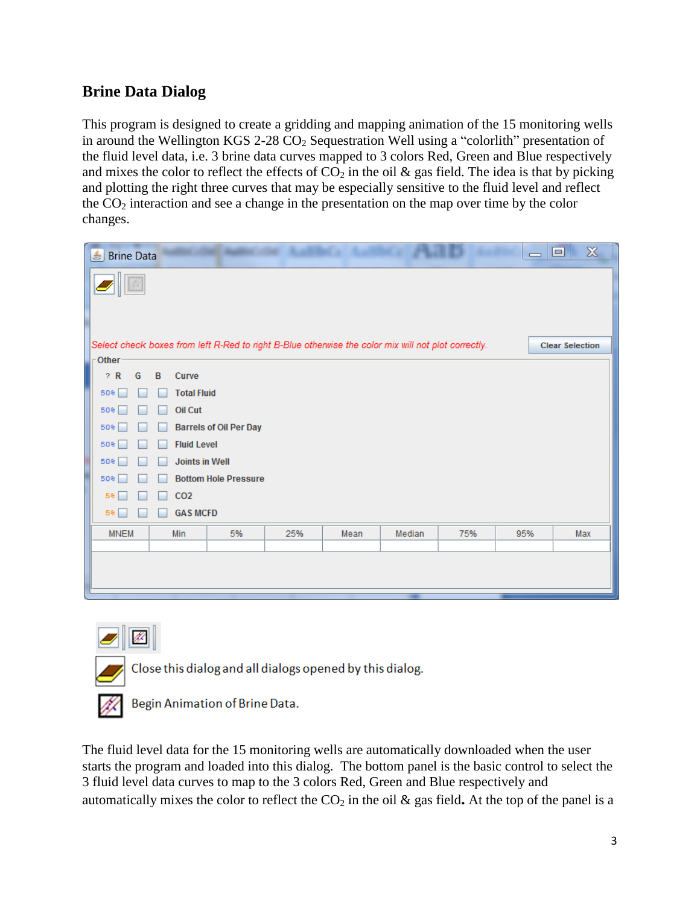## Brine Data Dialog

This program is designed to create a gridding and mapping animation of the 15 monitoring wells in around the Wellington KGS 2-28 $CO_2$ Sequestration Well using a "colorlith" presentation of the fluid level data, i.e. 3 brine data curves mapped to 3 colors Red, Green and Blue respectively and mixes the color to reflect the effects of $CO_2$ in the oil & gas field. The idea is that by picking and plotting the right three curves that may be especially sensitive to the fluid level and reflect the $CO_2$ interaction and see a change in the presentation on the map over time by the color changes.

Close this dialog and all dialogs opened by this dialog.

Begin Animation of Brine Data.

The fluid level data for the 15 monitoring wells are automatically downloaded when the user starts the program and loaded into this dialog. The bottom panel is the basic control to select the 3 fluid level data curves to map to the 3 colors Red, Green and Blue respectively and automatically mixes the color to reflect the $CO_2$ in the oil & gas field**.** At the top of the panel is a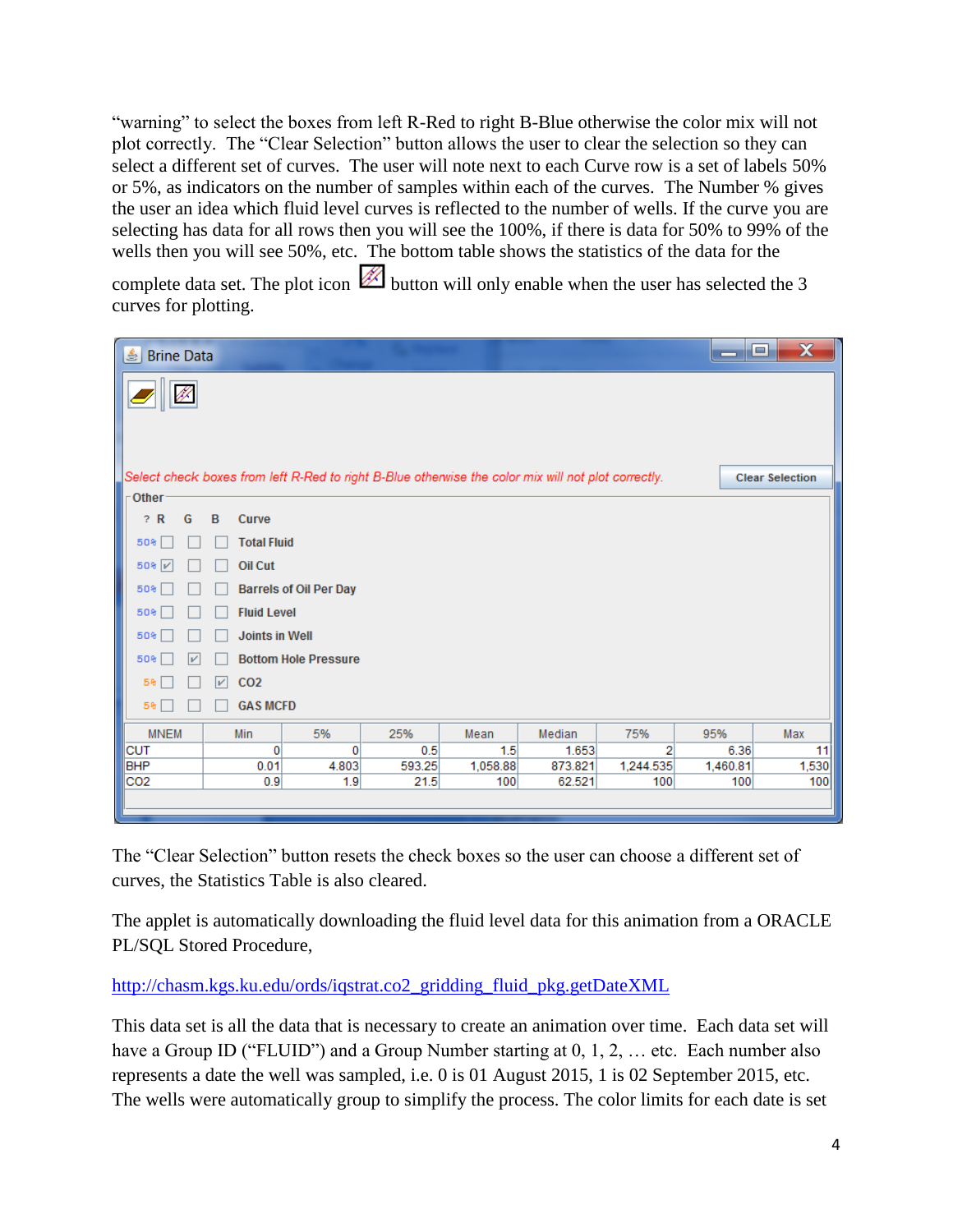"warning" to select the boxes from left R-Red to right B-Blue otherwise the color mix will not plot correctly. The "Clear Selection" button allows the user to clear the selection so they can select a different set of curves. The user will note next to each Curve row is a set of labels 50% or 5%, as indicators on the number of samples within each of the curves. The Number % gives the user an idea which fluid level curves is reflected to the number of wells. If the curve you are selecting has data for all rows then you will see the 100%, if there is data for 50% to 99% of the wells then you will see 50%, etc. The bottom table shows the statistics of the data for the complete data set. The plot icon button will only enable when the user has selected the 3 curves for plotting.

Brine Data

*Select check boxes from left R-Red to right B-Blue otherwise the color mix will not plot correctly.*

Clear Selection

Other

| ? | R | G | B | Curve |
|---|---|---|---|---|
| 50% | ☐ | ☐ | ☐ | Total Fluid |
| 50% | ☑ | ☐ | ☐ | Oil Cut |
| 50% | ☐ | ☐ | ☐ | Barrels of Oil Per Day |
| 50% | ☐ | ☐ | ☐ | Fluid Level |
| 50% | ☐ | ☐ | ☐ | Joints in Well |
| 50% | ☐ | ☑ | ☐ | Bottom Hole Pressure |
| 5% | ☐ | ☐ | ☑ | CO2 |
| 5% | ☐ | ☐ | ☐ | GAS MCFD |

| MNEM | Min | 5% | 25% | Mean | Median | 75% | 95% | Max |
|---|---|---|---|---|---|---|---|---|
| CUT | 0 | 0 | 0.5 | 1.5 | 1.653 | 2 | 6.36 | 11 |
| BHP | 0.01 | 4.803 | 593.25 | 1,058.88 | 873.821 | 1,244.535 | 1,460.81 | 1,530 |
| CO2 | 0.9 | 1.9 | 21.5 | 100 | 62.521 | 100 | 100 | 100 |

The "Clear Selection" button resets the check boxes so the user can choose a different set of curves, the Statistics Table is also cleared.

The applet is automatically downloading the fluid level data for this animation from a ORACLE PL/SQL Stored Procedure,

http://chasm.kgs.ku.edu/ords/iqstrat.co2_gridding_fluid_pkg.getDateXML

This data set is all the data that is necessary to create an animation over time. Each data set will have a Group ID ("FLUID") and a Group Number starting at 0, 1, 2, … etc. Each number also represents a date the well was sampled, i.e. 0 is 01 August 2015, 1 is 02 September 2015, etc. The wells were automatically group to simplify the process. The color limits for each date is set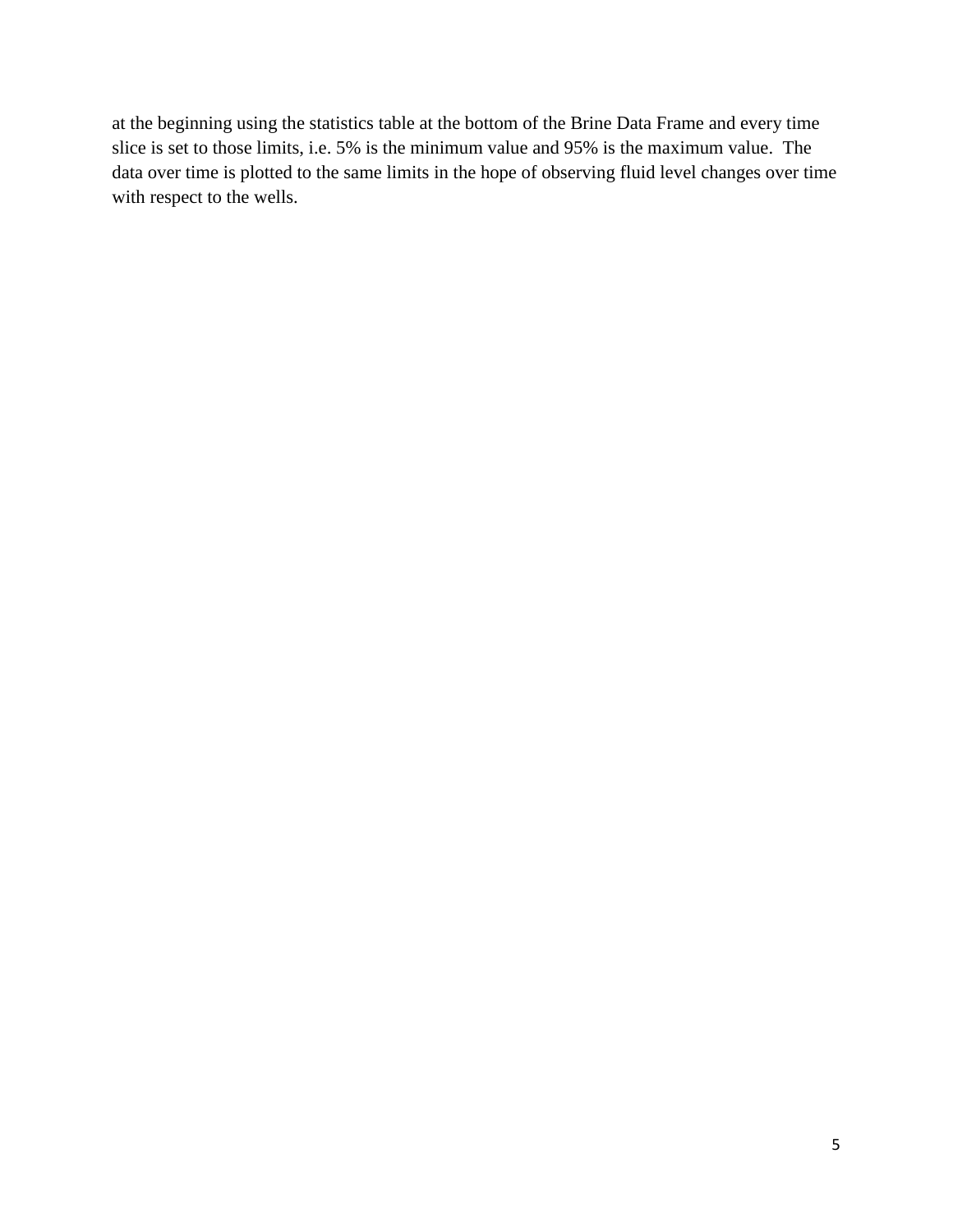at the beginning using the statistics table at the bottom of the Brine Data Frame and every time slice is set to those limits, i.e. 5% is the minimum value and 95% is the maximum value. The data over time is plotted to the same limits in the hope of observing fluid level changes over time with respect to the wells.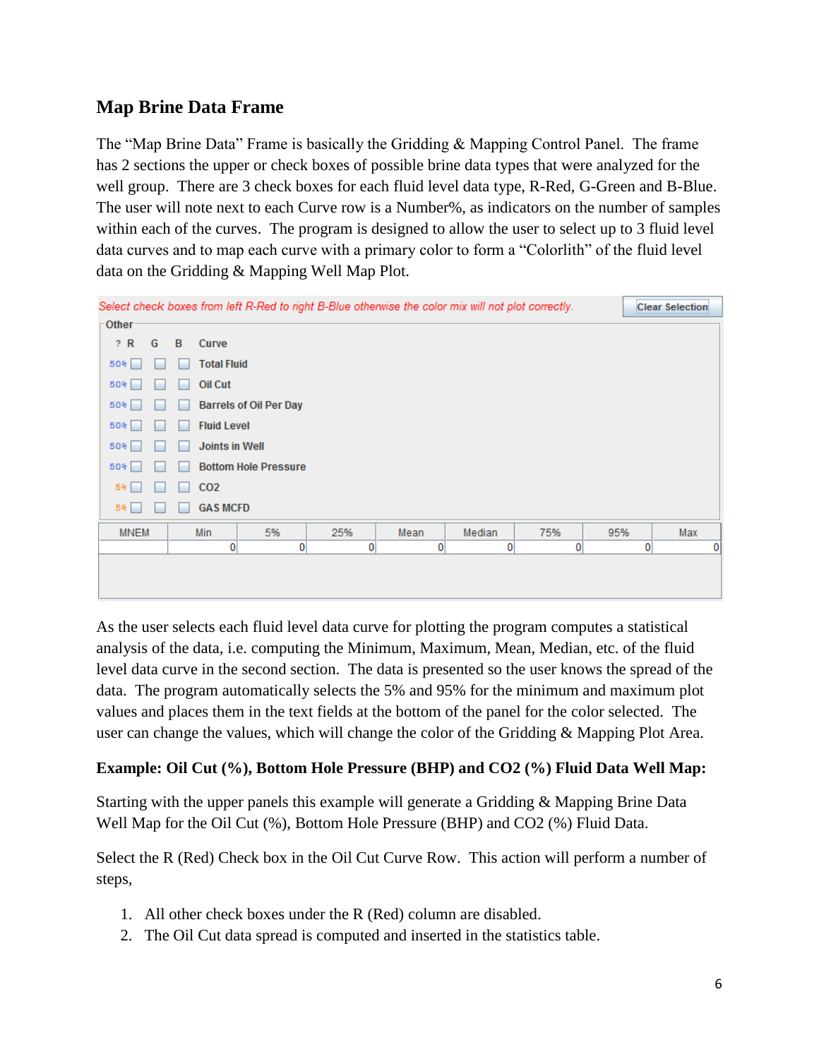## Map Brine Data Frame

The "Map Brine Data" Frame is basically the Gridding & Mapping Control Panel. The frame has 2 sections the upper or check boxes of possible brine data types that were analyzed for the well group. There are 3 check boxes for each fluid level data type, R-Red, G-Green and B-Blue. The user will note next to each Curve row is a Number%, as indicators on the number of samples within each of the curves. The program is designed to allow the user to select up to 3 fluid level data curves and to map each curve with a primary color to form a "Colorlith" of the fluid level data on the Gridding & Mapping Well Map Plot.

*Select check boxes from left R-Red to right B-Blue otherwise the color mix will not plot correctly.* Clear Selection

Other

| ? | R | G | B | Curve |
|---|---|---|---|---|
| 50% | ☐ | ☐ | ☐ | Total Fluid |
| 50% | ☐ | ☐ | ☐ | Oil Cut |
| 50% | ☐ | ☐ | ☐ | Barrels of Oil Per Day |
| 50% | ☐ | ☐ | ☐ | Fluid Level |
| 50% | ☐ | ☐ | ☐ | Joints in Well |
| 50% | ☐ | ☐ | ☐ | Bottom Hole Pressure |
| 5% | ☐ | ☐ | ☐ | CO2 |
| 5% | ☐ | ☐ | ☐ | GAS MCFD |

| MNEM | Min | 5% | 25% | Mean | Median | 75% | 95% | Max |
|---|---|---|---|---|---|---|---|---|
| | 0 | 0 | 0 | 0 | 0 | 0 | 0 | 0 |

As the user selects each fluid level data curve for plotting the program computes a statistical analysis of the data, i.e. computing the Minimum, Maximum, Mean, Median, etc. of the fluid level data curve in the second section. The data is presented so the user knows the spread of the data. The program automatically selects the 5% and 95% for the minimum and maximum plot values and places them in the text fields at the bottom of the panel for the color selected. The user can change the values, which will change the color of the Gridding & Mapping Plot Area.

**Example: Oil Cut (%), Bottom Hole Pressure (BHP) and CO2 (%) Fluid Data Well Map:**

Starting with the upper panels this example will generate a Gridding & Mapping Brine Data Well Map for the Oil Cut (%), Bottom Hole Pressure (BHP) and CO2 (%) Fluid Data.

Select the R (Red) Check box in the Oil Cut Curve Row. This action will perform a number of steps,

1. All other check boxes under the R (Red) column are disabled.
2. The Oil Cut data spread is computed and inserted in the statistics table.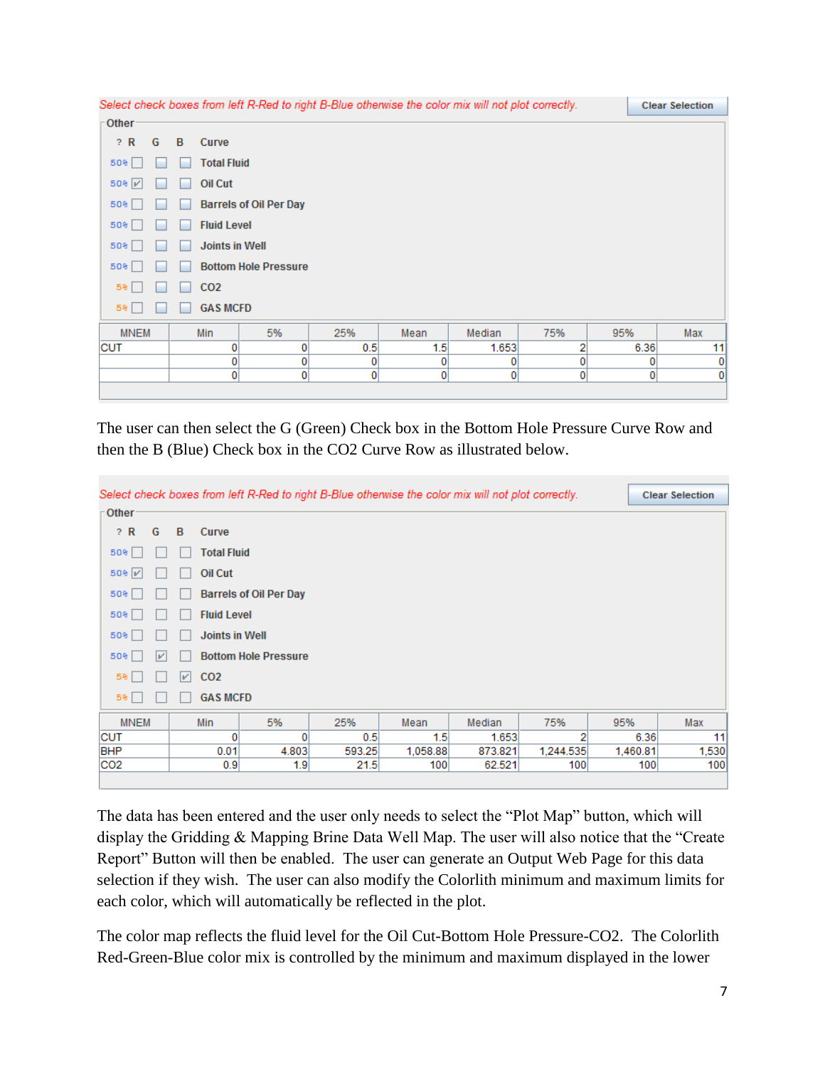*Select check boxes from left R-Red to right B-Blue otherwise the color mix will not plot correctly.* **Clear Selection**

**Other**

| ? | R | G | B | Curve |
|---|---|---|---|---|
| 50% | ☐ | ☐ | ☐ | Total Fluid |
| 50% | ☑ | ☐ | ☐ | Oil Cut |
| 50% | ☐ | ☐ | ☐ | Barrels of Oil Per Day |
| 50% | ☐ | ☐ | ☐ | Fluid Level |
| 50% | ☐ | ☐ | ☐ | Joints in Well |
| 50% | ☐ | ☐ | ☐ | Bottom Hole Pressure |
| 5% | ☐ | ☐ | ☐ | CO2 |
| 5% | ☐ | ☐ | ☐ | GAS MCFD |

| MNEM | Min | 5% | 25% | Mean | Median | 75% | 95% | Max |
|---|---|---|---|---|---|---|---|---|
| CUT | 0 | 0 | 0.5 | 1.5 | 1.653 | 2 | 6.36 | 11 |
| | 0 | 0 | 0 | 0 | 0 | 0 | 0 | 0 |
| | 0 | 0 | 0 | 0 | 0 | 0 | 0 | 0 |

The user can then select the G (Green) Check box in the Bottom Hole Pressure Curve Row and then the B (Blue) Check box in the CO2 Curve Row as illustrated below.

*Select check boxes from left R-Red to right B-Blue otherwise the color mix will not plot correctly.* **Clear Selection**

**Other**

| ? | R | G | B | Curve |
|---|---|---|---|---|
| 50% | ☐ | ☐ | ☐ | Total Fluid |
| 50% | ☑ | ☐ | ☐ | Oil Cut |
| 50% | ☐ | ☐ | ☐ | Barrels of Oil Per Day |
| 50% | ☐ | ☐ | ☐ | Fluid Level |
| 50% | ☐ | ☐ | ☐ | Joints in Well |
| 50% | ☐ | ☑ | ☐ | Bottom Hole Pressure |
| 5% | ☐ | ☐ | ☑ | CO2 |
| 5% | ☐ | ☐ | ☐ | GAS MCFD |

| MNEM | Min | 5% | 25% | Mean | Median | 75% | 95% | Max |
|---|---|---|---|---|---|---|---|---|
| CUT | 0 | 0 | 0.5 | 1.5 | 1.653 | 2 | 6.36 | 11 |
| BHP | 0.01 | 4.803 | 593.25 | 1,058.88 | 873.821 | 1,244.535 | 1,460.81 | 1,530 |
| CO2 | 0.9 | 1.9 | 21.5 | 100 | 62.521 | 100 | 100 | 100 |

The data has been entered and the user only needs to select the "Plot Map" button, which will display the Gridding & Mapping Brine Data Well Map. The user will also notice that the "Create Report" Button will then be enabled. The user can generate an Output Web Page for this data selection if they wish. The user can also modify the Colorlith minimum and maximum limits for each color, which will automatically be reflected in the plot.

The color map reflects the fluid level for the Oil Cut-Bottom Hole Pressure-CO2. The Colorlith Red-Green-Blue color mix is controlled by the minimum and maximum displayed in the lower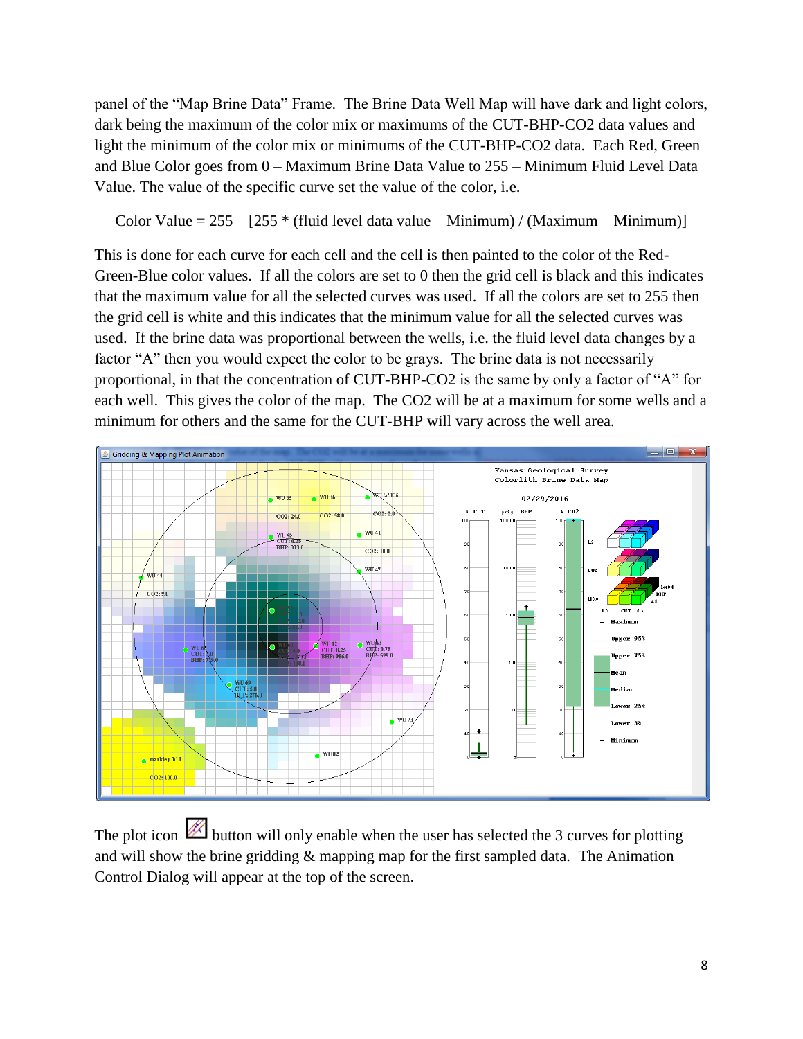panel of the "Map Brine Data" Frame. The Brine Data Well Map will have dark and light colors, dark being the maximum of the color mix or maximums of the CUT-BHP-CO2 data values and light the minimum of the color mix or minimums of the CUT-BHP-CO2 data. Each Red, Green and Blue Color goes from 0 – Maximum Brine Data Value to 255 – Minimum Fluid Level Data Value. The value of the specific curve set the value of the color, i.e.

$$\text{Color Value} = 255 - [255 * (\text{fluid level data value} - \text{Minimum}) / (\text{Maximum} - \text{Minimum})]$$

This is done for each curve for each cell and the cell is then painted to the color of the Red-Green-Blue color values. If all the colors are set to 0 then the grid cell is black and this indicates that the maximum value for all the selected curves was used. If all the colors are set to 255 then the grid cell is white and this indicates that the minimum value for all the selected curves was used. If the brine data was proportional between the wells, i.e. the fluid level data changes by a factor "A" then you would expect the color to be grays. The brine data is not necessarily proportional, in that the concentration of CUT-BHP-CO2 is the same by only a factor of "A" for each well. This gives the color of the map. The CO2 will be at a maximum for some wells and a minimum for others and the same for the CUT-BHP will vary across the well area.

The plot icon button will only enable when the user has selected the 3 curves for plotting and will show the brine gridding & mapping map for the first sampled data. The Animation Control Dialog will appear at the top of the screen.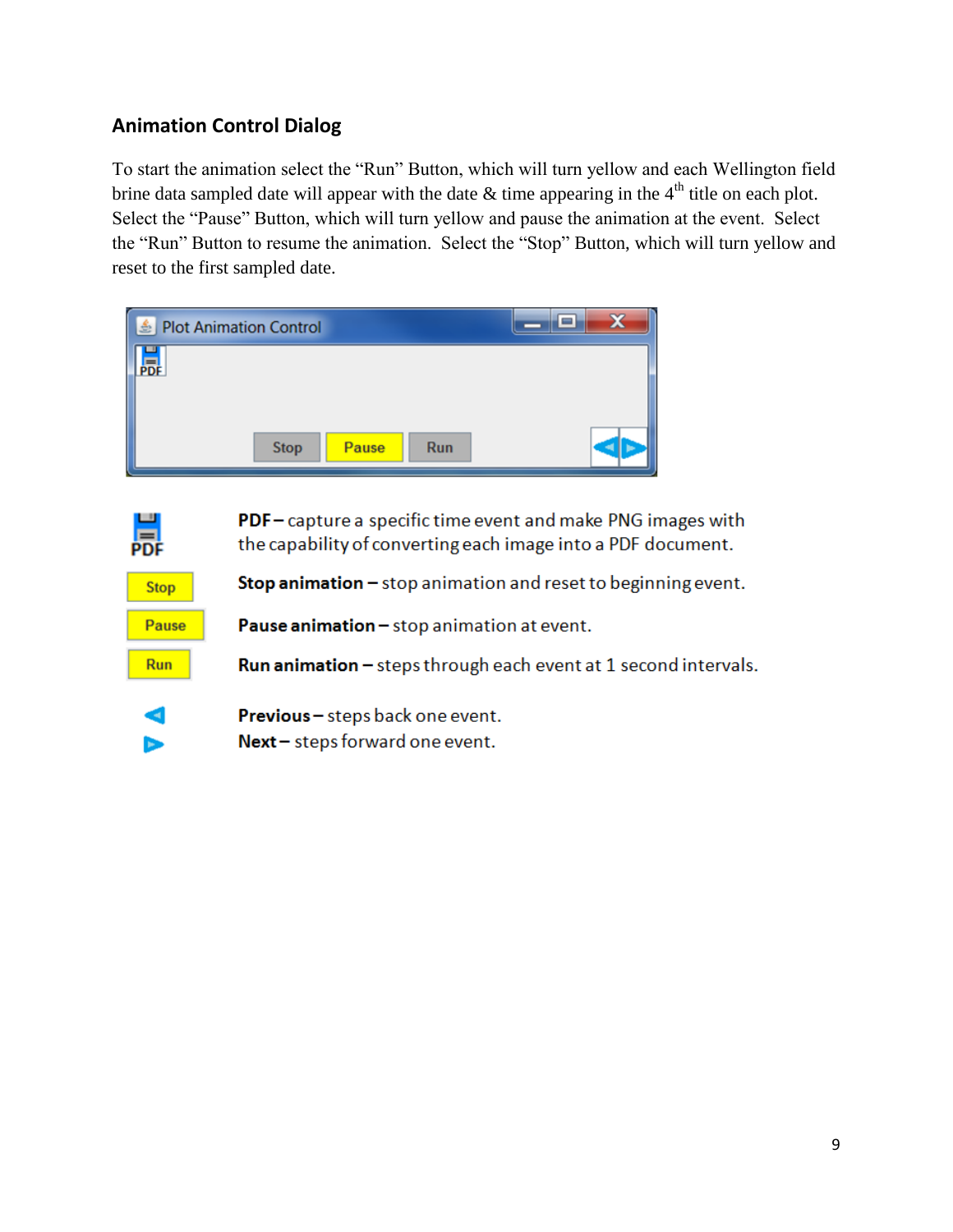## Animation Control Dialog

To start the animation select the "Run" Button, which will turn yellow and each Wellington field brine data sampled date will appear with the date & time appearing in the 4th title on each plot. Select the "Pause" Button, which will turn yellow and pause the animation at the event. Select the "Run" Button to resume the animation. Select the "Stop" Button, which will turn yellow and reset to the first sampled date.

**PDF –** capture a specific time event and make PNG images with the capability of converting each image into a PDF document.

**Stop animation –** stop animation and reset to beginning event.

**Pause animation –** stop animation at event.

**Run animation –** steps through each event at 1 second intervals.

**Previous –** steps back one event.
**Next –** steps forward one event.